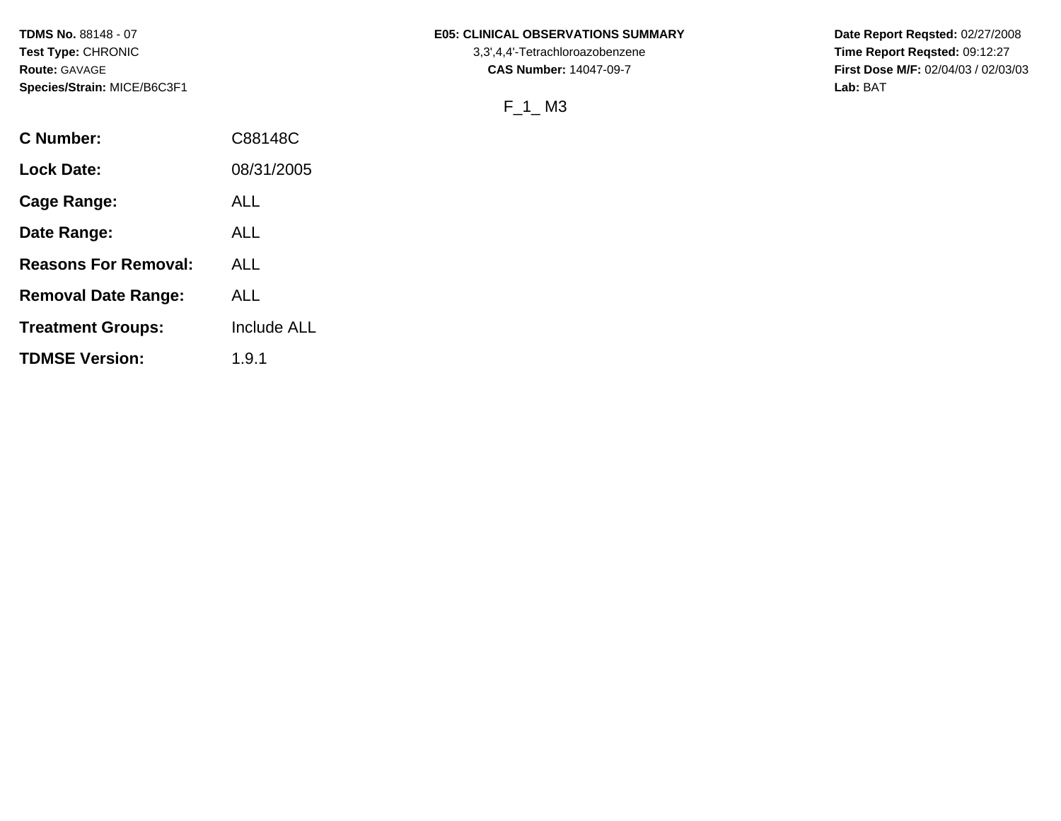**TDMS No.** 88148 - 07
**Test Type:** CHRONIC
**Route:** GAVAGE
**Species/Strain:** MICE/B6C3F1

**E05: CLINICAL OBSERVATIONS SUMMARY**
3,3',4,4'-Tetrachloroazobenzene
**CAS Number:** 14047-09-7

**Date Report Reqsted:** 02/27/2008
**Time Report Reqsted:** 09:12:27
**First Dose M/F:** 02/04/03 / 02/03/03
**Lab:** BAT

F_1_ M3

| | |
|---|---|
| **C Number:** | C88148C |
| **Lock Date:** | 08/31/2005 |
| **Cage Range:** | ALL |
| **Date Range:** | ALL |
| **Reasons For Removal:** | ALL |
| **Removal Date Range:** | ALL |
| **Treatment Groups:** | Include ALL |
| **TDMSE Version:** | 1.9.1 |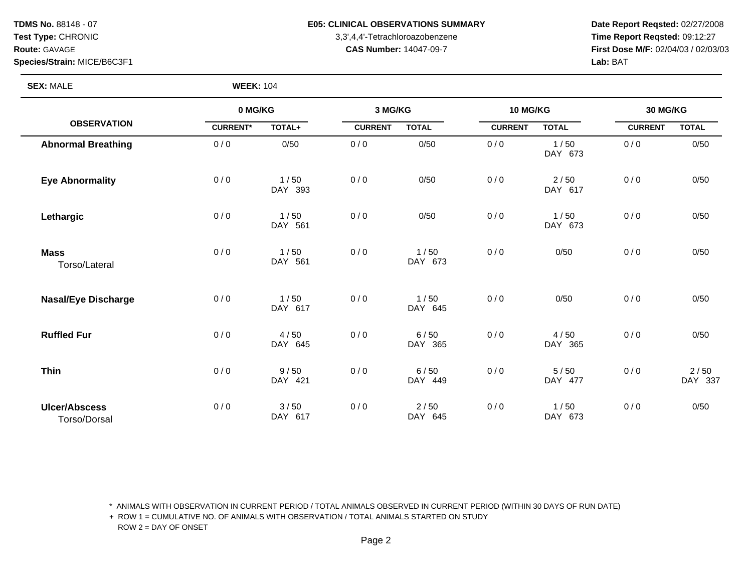**TDMS No.** 88148 - 07
**Test Type:** CHRONIC
**Route:** GAVAGE
**Species/Strain:** MICE/B6C3F1

**E05: CLINICAL OBSERVATIONS SUMMARY**
3,3',4,4'-Tetrachloroazobenzene
**CAS Number:** 14047-09-7

**Date Report Reqsted:** 02/27/2008
**Time Report Reqsted:** 09:12:27
**First Dose M/F:** 02/04/03 / 02/03/03
**Lab:** BAT

**SEX:** MALE **WEEK:** 104

| OBSERVATION | 0 MG/KG | | 3 MG/KG | | 10 MG/KG | | 30 MG/KG | |
|---|---|---|---|---|---|---|---|---|
| | CURRENT* | TOTAL+ | CURRENT | TOTAL | CURRENT | TOTAL | CURRENT | TOTAL |
| **Abnormal Breathing** | 0 / 0 | 0/50 | 0 / 0 | 0/50 | 0 / 0 | 1 / 50 DAY 673 | 0 / 0 | 0/50 |
| **Eye Abnormality** | 0 / 0 | 1 / 50 DAY 393 | 0 / 0 | 0/50 | 0 / 0 | 2 / 50 DAY 617 | 0 / 0 | 0/50 |
| **Lethargic** | 0 / 0 | 1 / 50 DAY 561 | 0 / 0 | 0/50 | 0 / 0 | 1 / 50 DAY 673 | 0 / 0 | 0/50 |
| **Mass** Torso/Lateral | 0 / 0 | 1 / 50 DAY 561 | 0 / 0 | 1 / 50 DAY 673 | 0 / 0 | 0/50 | 0 / 0 | 0/50 |
| **Nasal/Eye Discharge** | 0 / 0 | 1 / 50 DAY 617 | 0 / 0 | 1 / 50 DAY 645 | 0 / 0 | 0/50 | 0 / 0 | 0/50 |
| **Ruffled Fur** | 0 / 0 | 4 / 50 DAY 645 | 0 / 0 | 6 / 50 DAY 365 | 0 / 0 | 4 / 50 DAY 365 | 0 / 0 | 0/50 |
| **Thin** | 0 / 0 | 9 / 50 DAY 421 | 0 / 0 | 6 / 50 DAY 449 | 0 / 0 | 5 / 50 DAY 477 | 0 / 0 | 2 / 50 DAY 337 |
| **Ulcer/Abscess** Torso/Dorsal | 0 / 0 | 3 / 50 DAY 617 | 0 / 0 | 2 / 50 DAY 645 | 0 / 0 | 1 / 50 DAY 673 | 0 / 0 | 0/50 |

* ANIMALS WITH OBSERVATION IN CURRENT PERIOD / TOTAL ANIMALS OBSERVED IN CURRENT PERIOD (WITHIN 30 DAYS OF RUN DATE)
+ ROW 1 = CUMULATIVE NO. OF ANIMALS WITH OBSERVATION / TOTAL ANIMALS STARTED ON STUDY
ROW 2 = DAY OF ONSET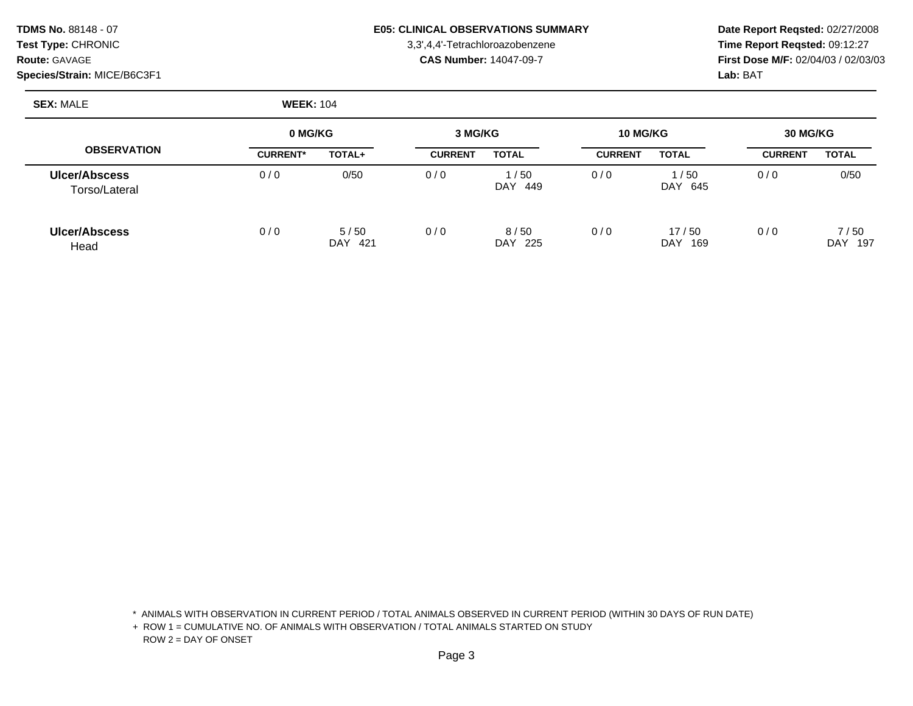**TDMS No.** 88148 - 07
**Test Type:** CHRONIC
**Route:** GAVAGE
**Species/Strain:** MICE/B6C3F1

**E05: CLINICAL OBSERVATIONS SUMMARY**
3,3',4,4'-Tetrachloroazobenzene
**CAS Number:** 14047-09-7

**Date Report Reqsted:** 02/27/2008
**Time Report Reqsted:** 09:12:27
**First Dose M/F:** 02/04/03 / 02/03/03
**Lab:** BAT

**SEX:** MALE **WEEK:** 104

| OBSERVATION | 0 MG/KG | | 3 MG/KG | | 10 MG/KG | | 30 MG/KG | |
|---|---|---|---|---|---|---|---|---|
| | CURRENT* | TOTAL+ | CURRENT | TOTAL | CURRENT | TOTAL | CURRENT | TOTAL |
| **Ulcer/Abscess** Torso/Lateral | 0 / 0 | 0/50 | 0 / 0 | 1 / 50 DAY 449 | 0 / 0 | 1 / 50 DAY 645 | 0 / 0 | 0/50 |
| **Ulcer/Abscess** Head | 0 / 0 | 5 / 50 DAY 421 | 0 / 0 | 8 / 50 DAY 225 | 0 / 0 | 17 / 50 DAY 169 | 0 / 0 | 7 / 50 DAY 197 |

* ANIMALS WITH OBSERVATION IN CURRENT PERIOD / TOTAL ANIMALS OBSERVED IN CURRENT PERIOD (WITHIN 30 DAYS OF RUN DATE)
+ ROW 1 = CUMULATIVE NO. OF ANIMALS WITH OBSERVATION / TOTAL ANIMALS STARTED ON STUDY
ROW 2 = DAY OF ONSET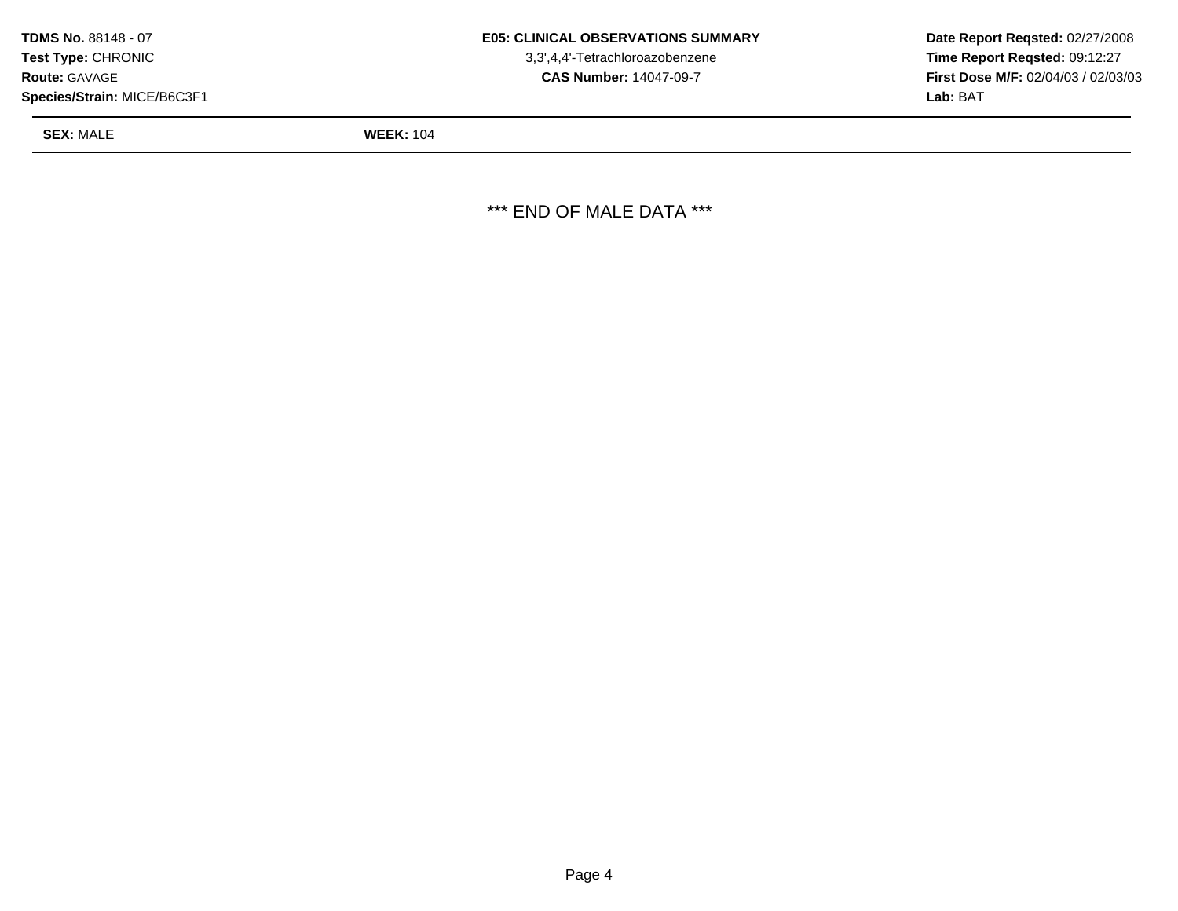**TDMS No.** 88148 - 07
**Test Type:** CHRONIC
**Route:** GAVAGE
**Species/Strain:** MICE/B6C3F1

**E05: CLINICAL OBSERVATIONS SUMMARY**
3,3',4,4'-Tetrachloroazobenzene
**CAS Number:** 14047-09-7

**Date Report Reqsted:** 02/27/2008
**Time Report Reqsted:** 09:12:27
**First Dose M/F:** 02/04/03 / 02/03/03
**Lab:** BAT

**SEX:** MALE **WEEK:** 104

*** END OF MALE DATA ***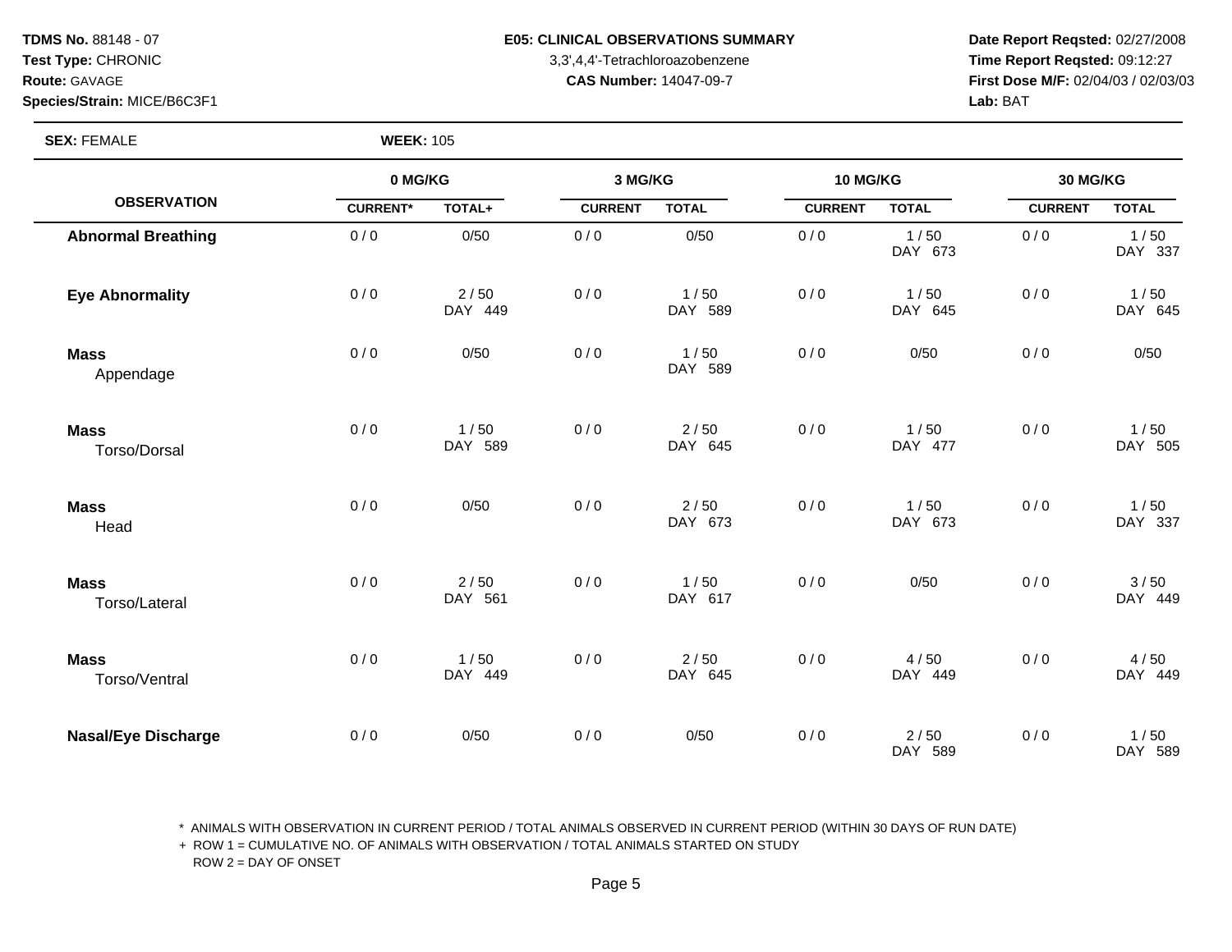**TDMS No.** 88148 - 07
**Test Type:** CHRONIC
**Route:** GAVAGE
**Species/Strain:** MICE/B6C3F1

**E05: CLINICAL OBSERVATIONS SUMMARY**
3,3',4,4'-Tetrachloroazobenzene
**CAS Number:** 14047-09-7

**Date Report Reqsted:** 02/27/2008
**Time Report Reqsted:** 09:12:27
**First Dose M/F:** 02/04/03 / 02/03/03
**Lab:** BAT

**SEX:** FEMALE **WEEK:** 105

| OBSERVATION | 0 MG/KG | | 3 MG/KG | | 10 MG/KG | | 30 MG/KG | |
|---|---|---|---|---|---|---|---|---|
| | CURRENT* | TOTAL+ | CURRENT | TOTAL | CURRENT | TOTAL | CURRENT | TOTAL |
| **Abnormal Breathing** | 0 / 0 | 0/50 | 0 / 0 | 0/50 | 0 / 0 | 1 / 50 DAY 673 | 0 / 0 | 1 / 50 DAY 337 |
| **Eye Abnormality** | 0 / 0 | 2 / 50 DAY 449 | 0 / 0 | 1 / 50 DAY 589 | 0 / 0 | 1 / 50 DAY 645 | 0 / 0 | 1 / 50 DAY 645 |
| **Mass** Appendage | 0 / 0 | 0/50 | 0 / 0 | 1 / 50 DAY 589 | 0 / 0 | 0/50 | 0 / 0 | 0/50 |
| **Mass** Torso/Dorsal | 0 / 0 | 1 / 50 DAY 589 | 0 / 0 | 2 / 50 DAY 645 | 0 / 0 | 1 / 50 DAY 477 | 0 / 0 | 1 / 50 DAY 505 |
| **Mass** Head | 0 / 0 | 0/50 | 0 / 0 | 2 / 50 DAY 673 | 0 / 0 | 1 / 50 DAY 673 | 0 / 0 | 1 / 50 DAY 337 |
| **Mass** Torso/Lateral | 0 / 0 | 2 / 50 DAY 561 | 0 / 0 | 1 / 50 DAY 617 | 0 / 0 | 0/50 | 0 / 0 | 3 / 50 DAY 449 |
| **Mass** Torso/Ventral | 0 / 0 | 1 / 50 DAY 449 | 0 / 0 | 2 / 50 DAY 645 | 0 / 0 | 4 / 50 DAY 449 | 0 / 0 | 4 / 50 DAY 449 |
| **Nasal/Eye Discharge** | 0 / 0 | 0/50 | 0 / 0 | 0/50 | 0 / 0 | 2 / 50 DAY 589 | 0 / 0 | 1 / 50 DAY 589 |

\* ANIMALS WITH OBSERVATION IN CURRENT PERIOD / TOTAL ANIMALS OBSERVED IN CURRENT PERIOD (WITHIN 30 DAYS OF RUN DATE)
\+ ROW 1 = CUMULATIVE NO. OF ANIMALS WITH OBSERVATION / TOTAL ANIMALS STARTED ON STUDY
ROW 2 = DAY OF ONSET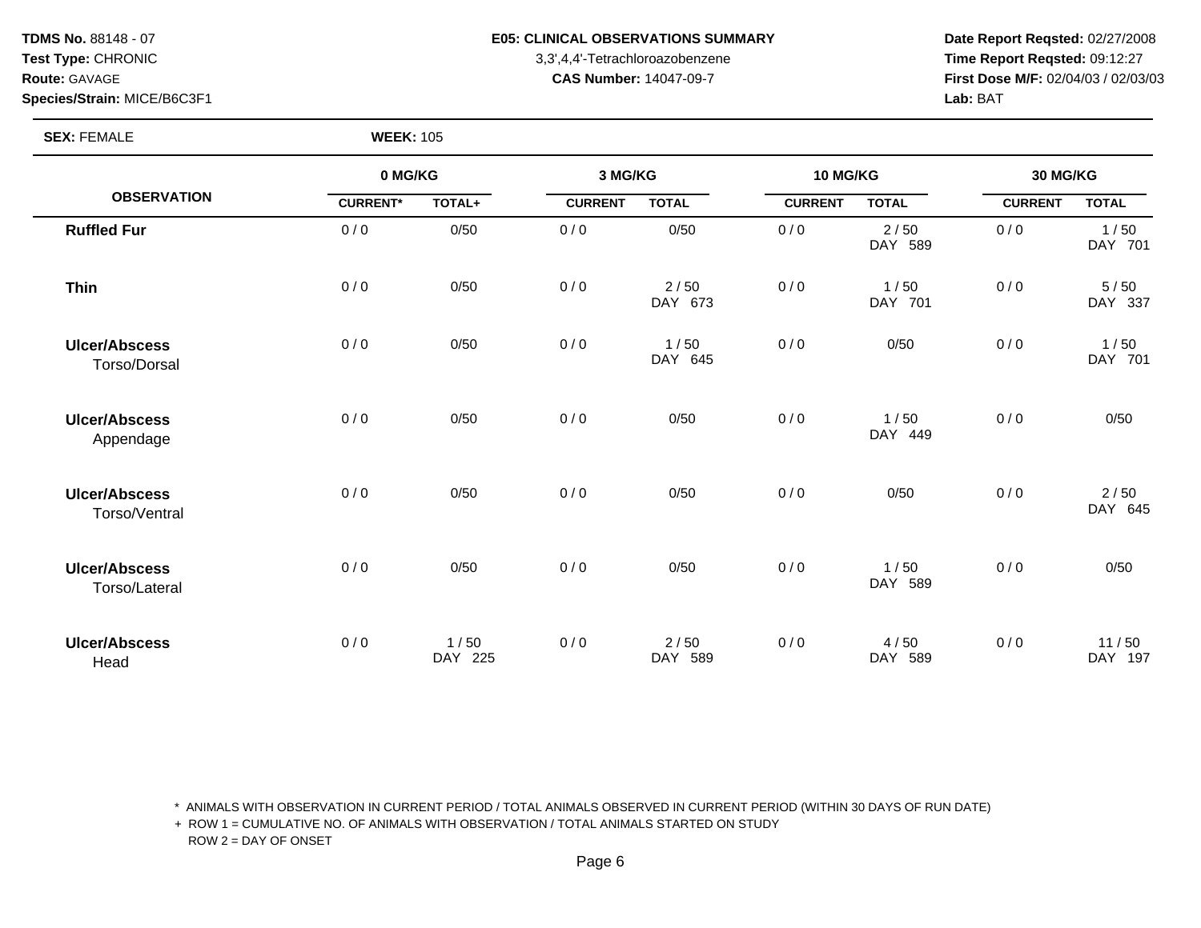**TDMS No.** 88148 - 07
**Test Type:** CHRONIC
**Route:** GAVAGE
**Species/Strain:** MICE/B6C3F1

**E05: CLINICAL OBSERVATIONS SUMMARY**
3,3',4,4'-Tetrachloroazobenzene
**CAS Number:** 14047-09-7

**Date Report Reqsted:** 02/27/2008
**Time Report Reqsted:** 09:12:27
**First Dose M/F:** 02/04/03 / 02/03/03
**Lab:** BAT

**SEX:** FEMALE **WEEK:** 105

| OBSERVATION | 0 MG/KG | | 3 MG/KG | | 10 MG/KG | | 30 MG/KG | |
|---|---|---|---|---|---|---|---|---|
| | CURRENT* | TOTAL+ | CURRENT | TOTAL | CURRENT | TOTAL | CURRENT | TOTAL |
| **Ruffled Fur** | 0 / 0 | 0/50 | 0 / 0 | 0/50 | 0 / 0 | 2 / 50 DAY 589 | 0 / 0 | 1 / 50 DAY 701 |
| **Thin** | 0 / 0 | 0/50 | 0 / 0 | 2 / 50 DAY 673 | 0 / 0 | 1 / 50 DAY 701 | 0 / 0 | 5 / 50 DAY 337 |
| **Ulcer/Abscess** Torso/Dorsal | 0 / 0 | 0/50 | 0 / 0 | 1 / 50 DAY 645 | 0 / 0 | 0/50 | 0 / 0 | 1 / 50 DAY 701 |
| **Ulcer/Abscess** Appendage | 0 / 0 | 0/50 | 0 / 0 | 0/50 | 0 / 0 | 1 / 50 DAY 449 | 0 / 0 | 0/50 |
| **Ulcer/Abscess** Torso/Ventral | 0 / 0 | 0/50 | 0 / 0 | 0/50 | 0 / 0 | 0/50 | 0 / 0 | 2 / 50 DAY 645 |
| **Ulcer/Abscess** Torso/Lateral | 0 / 0 | 0/50 | 0 / 0 | 0/50 | 0 / 0 | 1 / 50 DAY 589 | 0 / 0 | 0/50 |
| **Ulcer/Abscess** Head | 0 / 0 | 1 / 50 DAY 225 | 0 / 0 | 2 / 50 DAY 589 | 0 / 0 | 4 / 50 DAY 589 | 0 / 0 | 11 / 50 DAY 197 |

\* ANIMALS WITH OBSERVATION IN CURRENT PERIOD / TOTAL ANIMALS OBSERVED IN CURRENT PERIOD (WITHIN 30 DAYS OF RUN DATE)
\+ ROW 1 = CUMULATIVE NO. OF ANIMALS WITH OBSERVATION / TOTAL ANIMALS STARTED ON STUDY
ROW 2 = DAY OF ONSET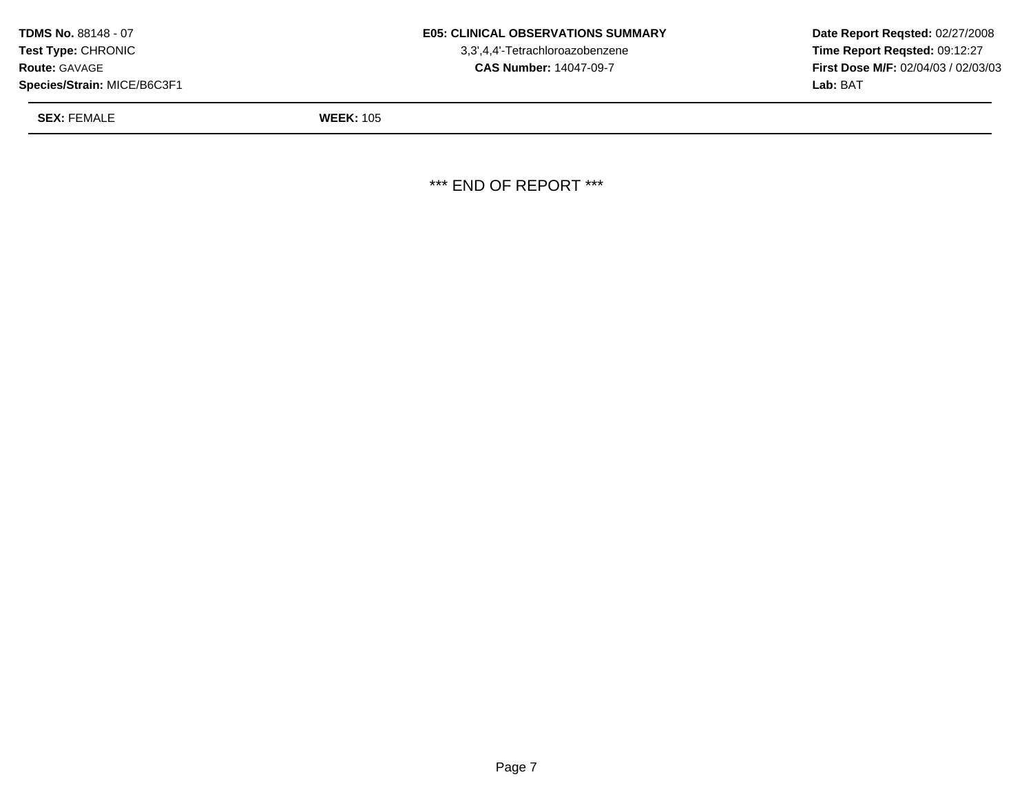SEX: FEMALE WEEK: 105

*** END OF REPORT ***